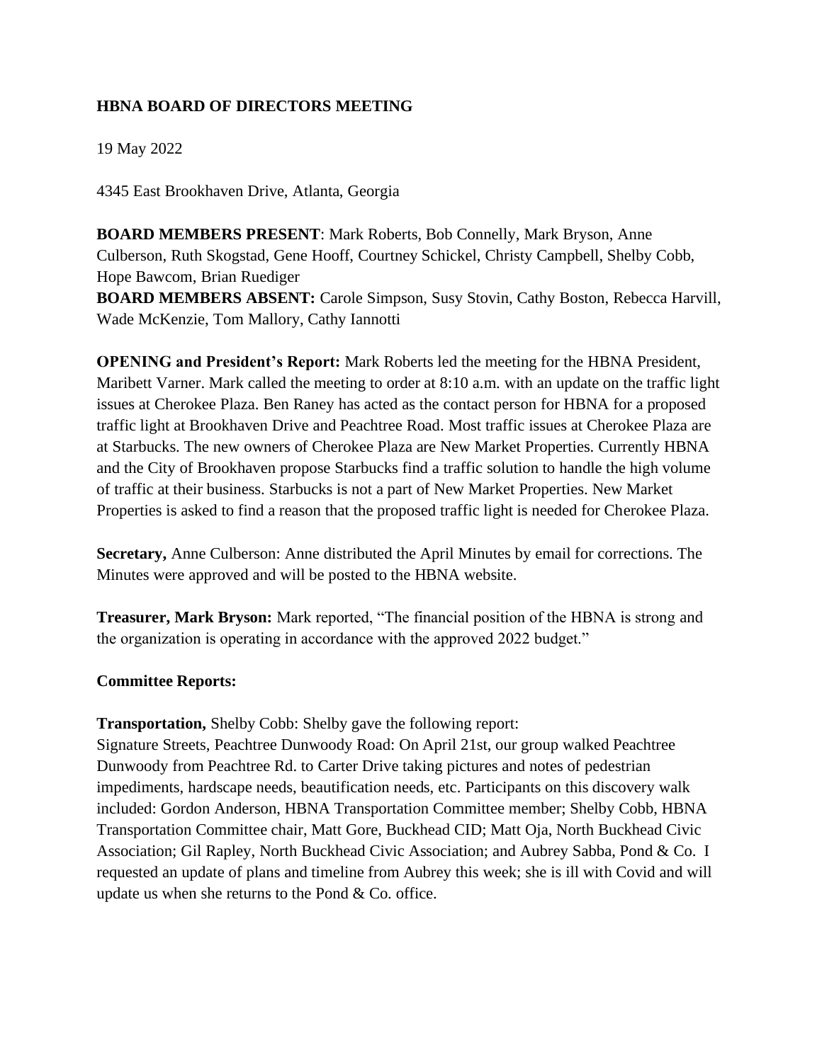**HBNA BOARD OF DIRECTORS MEETING**

19 May 2022

4345 East Brookhaven Drive, Atlanta, Georgia

**BOARD MEMBERS PRESENT**: Mark Roberts, Bob Connelly, Mark Bryson, Anne Culberson, Ruth Skogstad, Gene Hooff, Courtney Schickel, Christy Campbell, Shelby Cobb, Hope Bawcom, Brian Ruediger
**BOARD MEMBERS ABSENT:** Carole Simpson, Susy Stovin, Cathy Boston, Rebecca Harvill, Wade McKenzie, Tom Mallory, Cathy Iannotti

**OPENING and President's Report:** Mark Roberts led the meeting for the HBNA President, Maribett Varner. Mark called the meeting to order at 8:10 a.m. with an update on the traffic light issues at Cherokee Plaza. Ben Raney has acted as the contact person for HBNA for a proposed traffic light at Brookhaven Drive and Peachtree Road. Most traffic issues at Cherokee Plaza are at Starbucks. The new owners of Cherokee Plaza are New Market Properties. Currently HBNA and the City of Brookhaven propose Starbucks find a traffic solution to handle the high volume of traffic at their business. Starbucks is not a part of New Market Properties. New Market Properties is asked to find a reason that the proposed traffic light is needed for Cherokee Plaza.

**Secretary,** Anne Culberson: Anne distributed the April Minutes by email for corrections. The Minutes were approved and will be posted to the HBNA website.

**Treasurer, Mark Bryson:** Mark reported, "The financial position of the HBNA is strong and the organization is operating in accordance with the approved 2022 budget."

**Committee Reports:**

**Transportation,** Shelby Cobb: Shelby gave the following report:
Signature Streets, Peachtree Dunwoody Road: On April 21st, our group walked Peachtree Dunwoody from Peachtree Rd. to Carter Drive taking pictures and notes of pedestrian impediments, hardscape needs, beautification needs, etc. Participants on this discovery walk included: Gordon Anderson, HBNA Transportation Committee member; Shelby Cobb, HBNA Transportation Committee chair, Matt Gore, Buckhead CID; Matt Oja, North Buckhead Civic Association; Gil Rapley, North Buckhead Civic Association; and Aubrey Sabba, Pond & Co. I requested an update of plans and timeline from Aubrey this week; she is ill with Covid and will update us when she returns to the Pond & Co. office.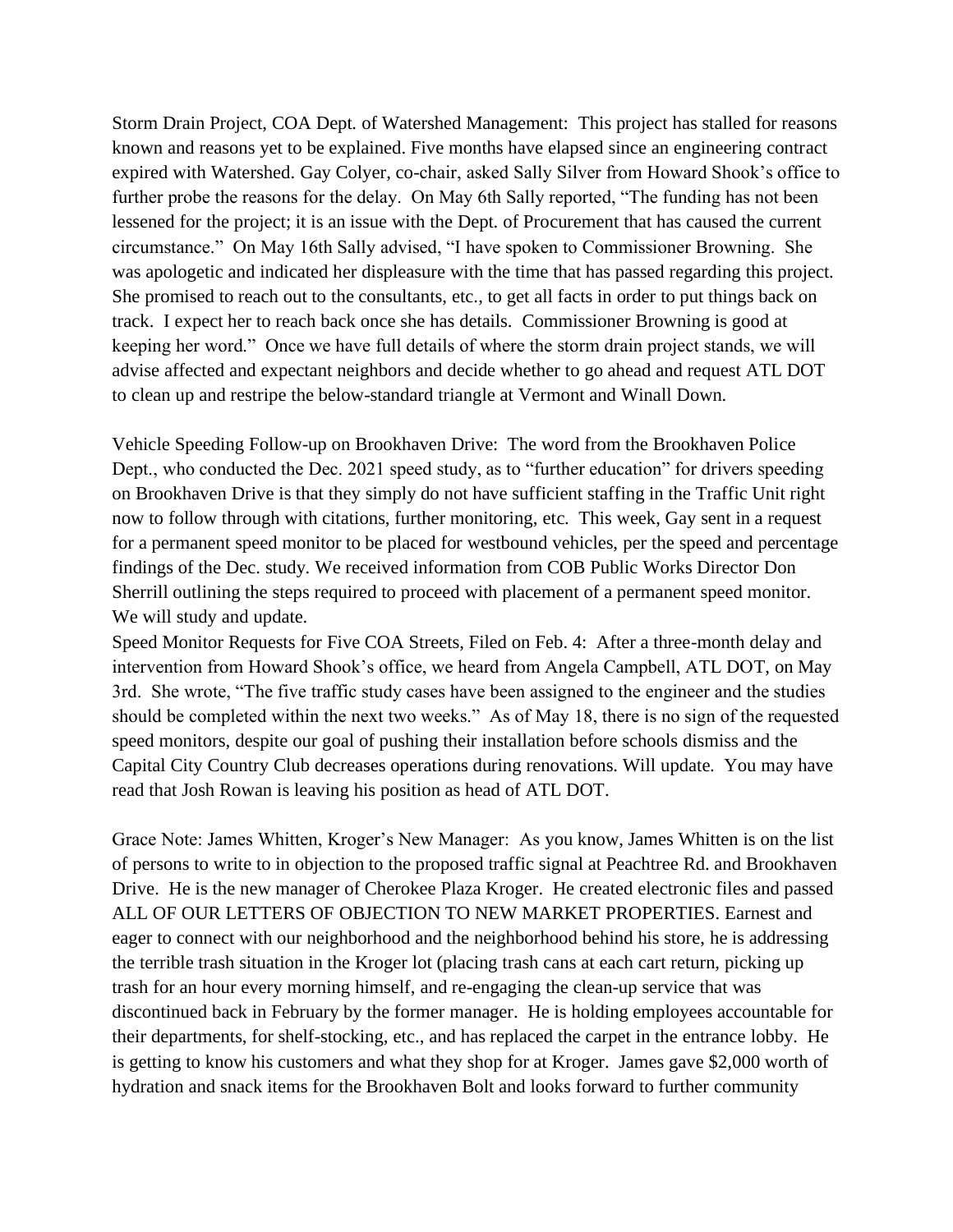Storm Drain Project, COA Dept. of Watershed Management: This project has stalled for reasons known and reasons yet to be explained. Five months have elapsed since an engineering contract expired with Watershed. Gay Colyer, co-chair, asked Sally Silver from Howard Shook's office to further probe the reasons for the delay. On May 6th Sally reported, "The funding has not been lessened for the project; it is an issue with the Dept. of Procurement that has caused the current circumstance." On May 16th Sally advised, "I have spoken to Commissioner Browning. She was apologetic and indicated her displeasure with the time that has passed regarding this project. She promised to reach out to the consultants, etc., to get all facts in order to put things back on track. I expect her to reach back once she has details. Commissioner Browning is good at keeping her word." Once we have full details of where the storm drain project stands, we will advise affected and expectant neighbors and decide whether to go ahead and request ATL DOT to clean up and restripe the below-standard triangle at Vermont and Winall Down.

Vehicle Speeding Follow-up on Brookhaven Drive: The word from the Brookhaven Police Dept., who conducted the Dec. 2021 speed study, as to "further education" for drivers speeding on Brookhaven Drive is that they simply do not have sufficient staffing in the Traffic Unit right now to follow through with citations, further monitoring, etc. This week, Gay sent in a request for a permanent speed monitor to be placed for westbound vehicles, per the speed and percentage findings of the Dec. study. We received information from COB Public Works Director Don Sherrill outlining the steps required to proceed with placement of a permanent speed monitor. We will study and update.

Speed Monitor Requests for Five COA Streets, Filed on Feb. 4: After a three-month delay and intervention from Howard Shook's office, we heard from Angela Campbell, ATL DOT, on May 3rd. She wrote, "The five traffic study cases have been assigned to the engineer and the studies should be completed within the next two weeks." As of May 18, there is no sign of the requested speed monitors, despite our goal of pushing their installation before schools dismiss and the Capital City Country Club decreases operations during renovations. Will update. You may have read that Josh Rowan is leaving his position as head of ATL DOT.

Grace Note: James Whitten, Kroger's New Manager: As you know, James Whitten is on the list of persons to write to in objection to the proposed traffic signal at Peachtree Rd. and Brookhaven Drive. He is the new manager of Cherokee Plaza Kroger. He created electronic files and passed ALL OF OUR LETTERS OF OBJECTION TO NEW MARKET PROPERTIES. Earnest and eager to connect with our neighborhood and the neighborhood behind his store, he is addressing the terrible trash situation in the Kroger lot (placing trash cans at each cart return, picking up trash for an hour every morning himself, and re-engaging the clean-up service that was discontinued back in February by the former manager. He is holding employees accountable for their departments, for shelf-stocking, etc., and has replaced the carpet in the entrance lobby. He is getting to know his customers and what they shop for at Kroger. James gave $2,000 worth of hydration and snack items for the Brookhaven Bolt and looks forward to further community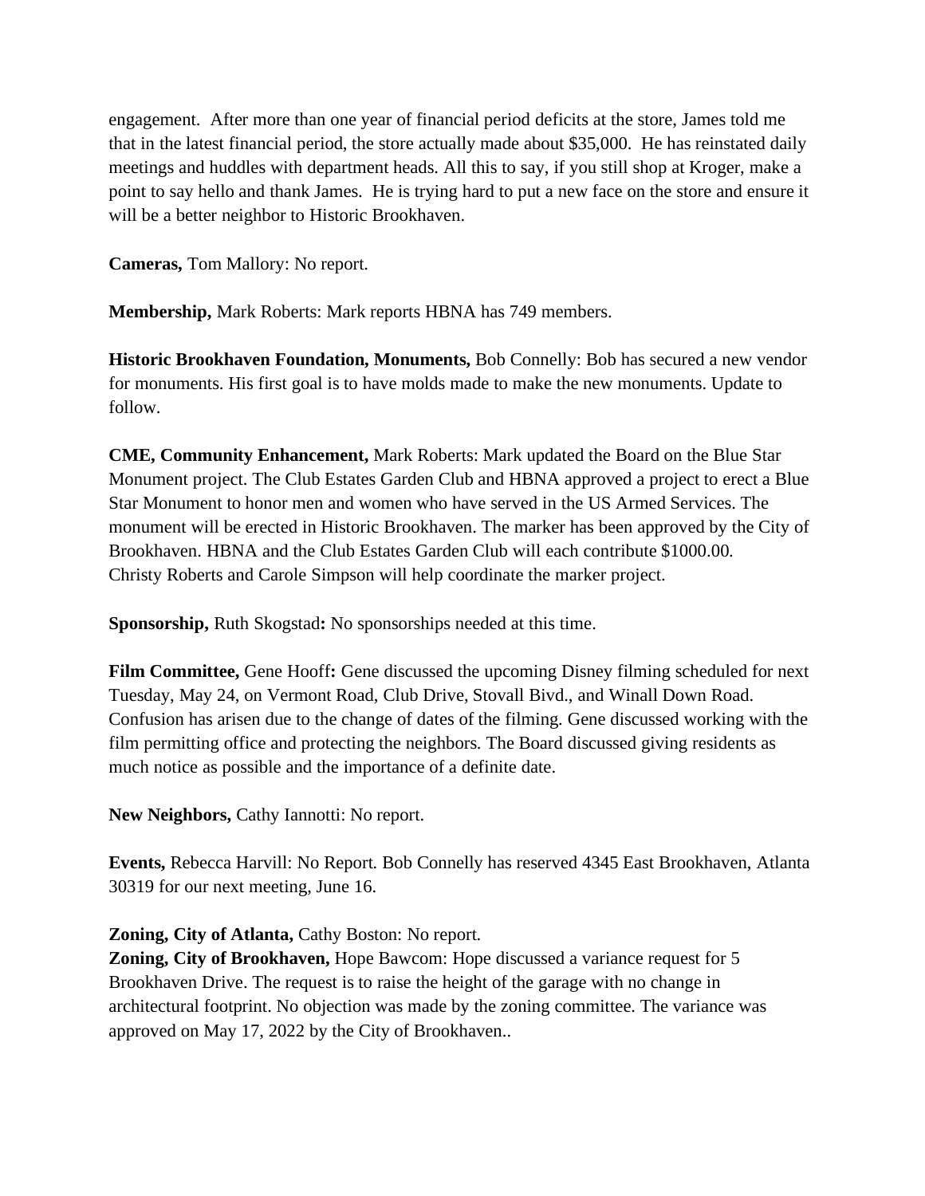engagement. After more than one year of financial period deficits at the store, James told me that in the latest financial period, the store actually made about $35,000. He has reinstated daily meetings and huddles with department heads. All this to say, if you still shop at Kroger, make a point to say hello and thank James. He is trying hard to put a new face on the store and ensure it will be a better neighbor to Historic Brookhaven.

**Cameras,** Tom Mallory: No report.

**Membership,** Mark Roberts: Mark reports HBNA has 749 members.

**Historic Brookhaven Foundation, Monuments,** Bob Connelly: Bob has secured a new vendor for monuments. His first goal is to have molds made to make the new monuments. Update to follow.

**CME, Community Enhancement,** Mark Roberts: Mark updated the Board on the Blue Star Monument project. The Club Estates Garden Club and HBNA approved a project to erect a Blue Star Monument to honor men and women who have served in the US Armed Services. The monument will be erected in Historic Brookhaven. The marker has been approved by the City of Brookhaven. HBNA and the Club Estates Garden Club will each contribute $1000.00. Christy Roberts and Carole Simpson will help coordinate the marker project.

**Sponsorship,** Ruth Skogstad**:** No sponsorships needed at this time.

**Film Committee,** Gene Hooff**:** Gene discussed the upcoming Disney filming scheduled for next Tuesday, May 24, on Vermont Road, Club Drive, Stovall Bivd., and Winall Down Road. Confusion has arisen due to the change of dates of the filming. Gene discussed working with the film permitting office and protecting the neighbors. The Board discussed giving residents as much notice as possible and the importance of a definite date.

**New Neighbors,** Cathy Iannotti: No report.

**Events,** Rebecca Harvill: No Report. Bob Connelly has reserved 4345 East Brookhaven, Atlanta 30319 for our next meeting, June 16.

**Zoning, City of Atlanta,** Cathy Boston: No report.

**Zoning, City of Brookhaven,** Hope Bawcom: Hope discussed a variance request for 5 Brookhaven Drive. The request is to raise the height of the garage with no change in architectural footprint. No objection was made by the zoning committee. The variance was approved on May 17, 2022 by the City of Brookhaven..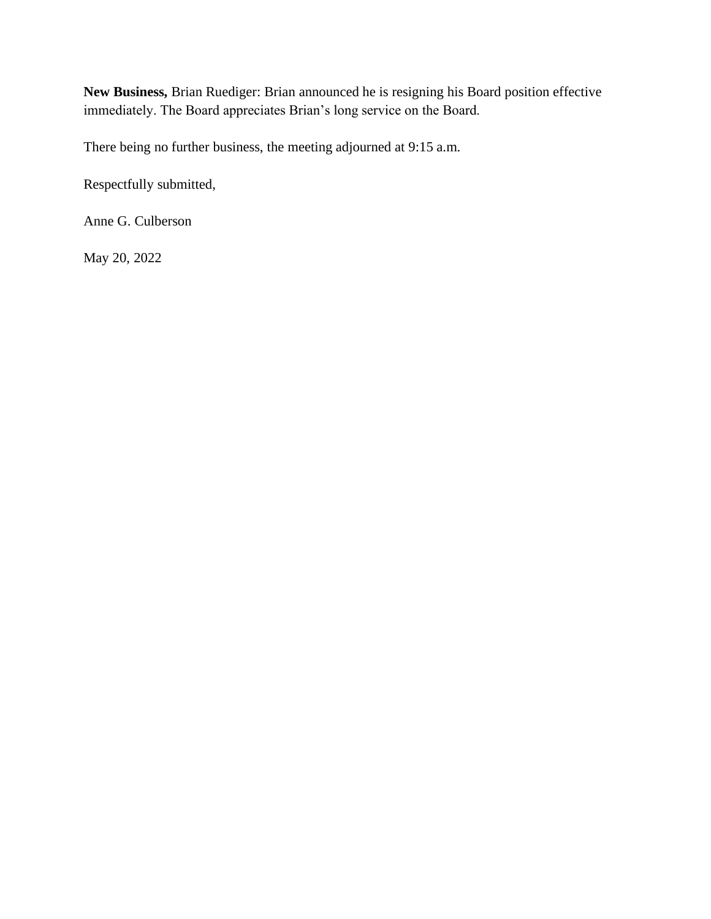**New Business,** Brian Ruediger: Brian announced he is resigning his Board position effective immediately. The Board appreciates Brian's long service on the Board.

There being no further business, the meeting adjourned at 9:15 a.m.

Respectfully submitted,

Anne G. Culberson

May 20, 2022